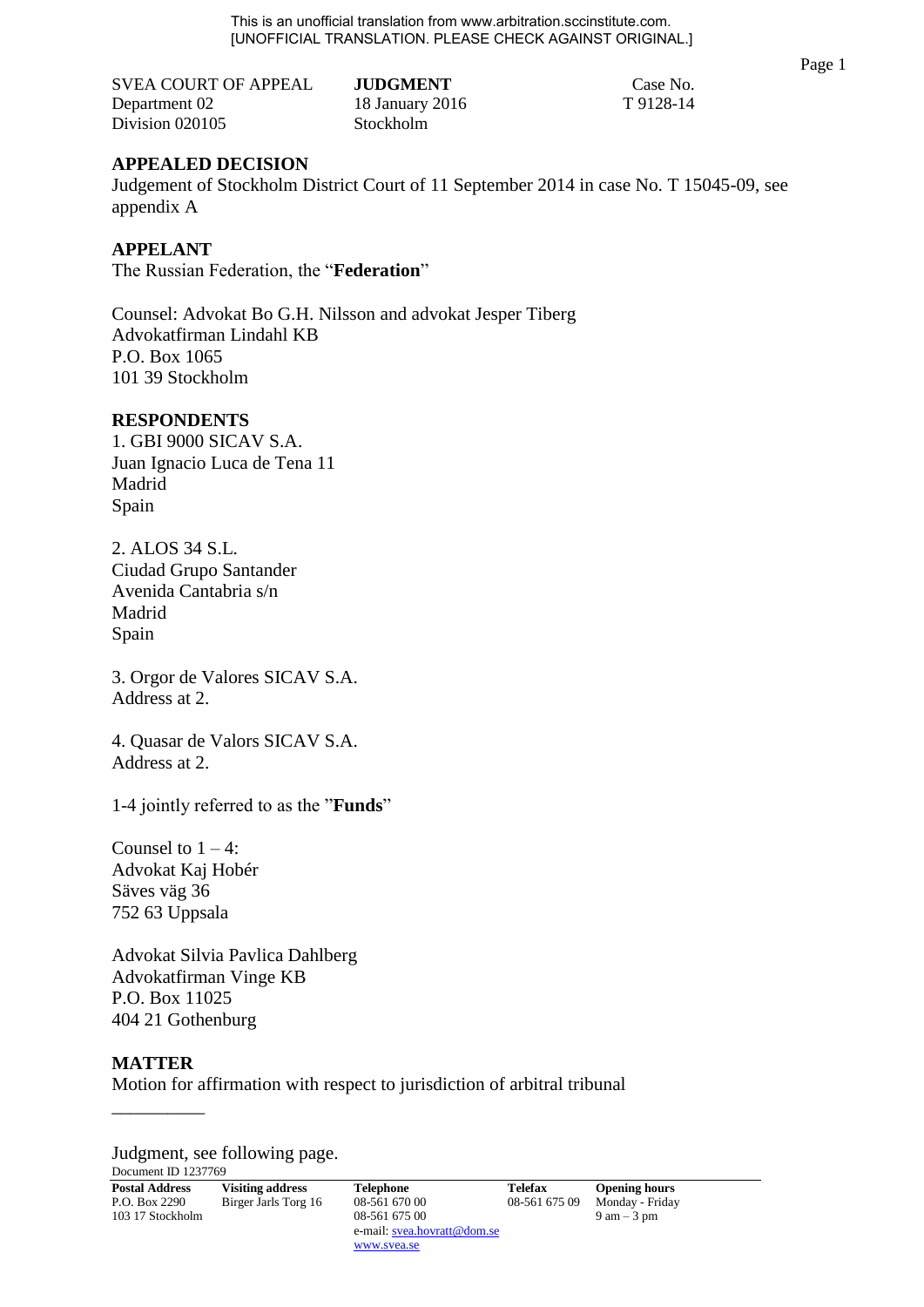This is an unofficial translation from www.arbitration.sccinstitute.com.
[UNOFFICIAL TRANSLATION. PLEASE CHECK AGAINST ORIGINAL.]

| SVEA COURT OF APPEAL | **JUDGMENT** | Case No. |
|---|---|---|
| Department 02 | 18 January 2016 | T 9128-14 |
| Division 020105 | Stockholm | |

## APPEALED DECISION

Judgement of Stockholm District Court of 11 September 2014 in case No. T 15045-09, see appendix A

## APPELANT

The Russian Federation, the "**Federation**"

Counsel: Advokat Bo G.H. Nilsson and advokat Jesper Tiberg
Advokatfirman Lindahl KB
P.O. Box 1065
101 39 Stockholm

## RESPONDENTS

1. GBI 9000 SICAV S.A.
Juan Ignacio Luca de Tena 11
Madrid
Spain

2. ALOS 34 S.L.
Ciudad Grupo Santander
Avenida Cantabria s/n
Madrid
Spain

3. Orgor de Valores SICAV S.A.
Address at 2.

4. Quasar de Valors SICAV S.A.
Address at 2.

1-4 jointly referred to as the "**Funds**"

Counsel to 1 – 4:
Advokat Kaj Hobér
Säves väg 36
752 63 Uppsala

Advokat Silvia Pavlica Dahlberg
Advokatfirman Vinge KB
P.O. Box 11025
404 21 Gothenburg

## MATTER

Motion for affirmation with respect to jurisdiction of arbitral tribunal

__________

Judgment, see following page.

Document ID 1237769

| Postal Address | Visiting address | Telephone | Telefax | Opening hours |
|---|---|---|---|---|
| P.O. Box 2290 | Birger Jarls Torg 16 | 08-561 670 00 | 08-561 675 09 | Monday - Friday |
| 103 17 Stockholm | | 08-561 675 00 | | 9 am – 3 pm |
| | | e-mail: svea.hovratt@dom.se | | |
| | | www.svea.se | | |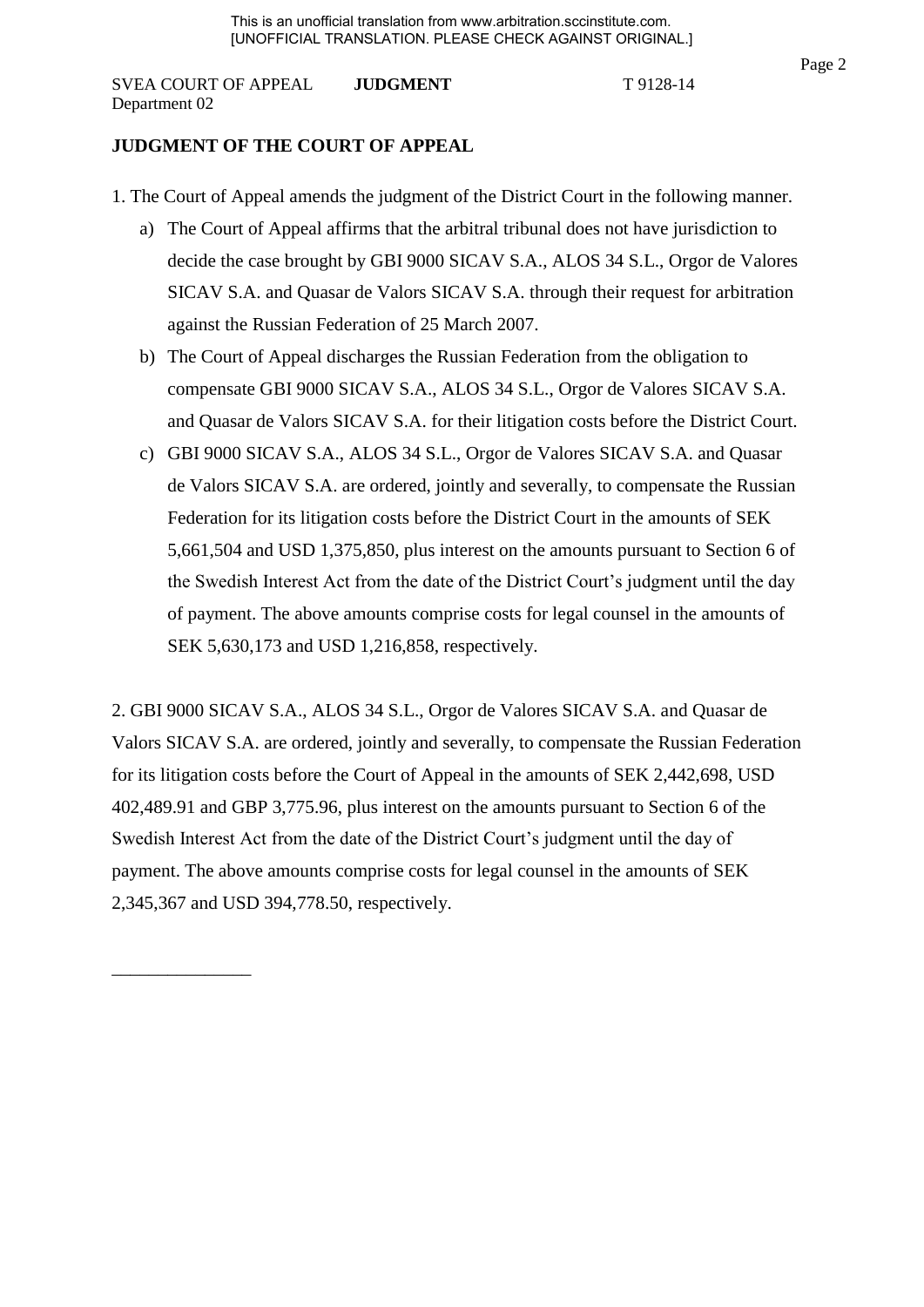## JUDGMENT OF THE COURT OF APPEAL

1. The Court of Appeal amends the judgment of the District Court in the following manner.

   a) The Court of Appeal affirms that the arbitral tribunal does not have jurisdiction to decide the case brought by GBI 9000 SICAV S.A., ALOS 34 S.L., Orgor de Valores SICAV S.A. and Quasar de Valors SICAV S.A. through their request for arbitration against the Russian Federation of 25 March 2007.

   b) The Court of Appeal discharges the Russian Federation from the obligation to compensate GBI 9000 SICAV S.A., ALOS 34 S.L., Orgor de Valores SICAV S.A. and Quasar de Valors SICAV S.A. for their litigation costs before the District Court.

   c) GBI 9000 SICAV S.A., ALOS 34 S.L., Orgor de Valores SICAV S.A. and Quasar de Valors SICAV S.A. are ordered, jointly and severally, to compensate the Russian Federation for its litigation costs before the District Court in the amounts of SEK 5,661,504 and USD 1,375,850, plus interest on the amounts pursuant to Section 6 of the Swedish Interest Act from the date of the District Court's judgment until the day of payment. The above amounts comprise costs for legal counsel in the amounts of SEK 5,630,173 and USD 1,216,858, respectively.

2. GBI 9000 SICAV S.A., ALOS 34 S.L., Orgor de Valores SICAV S.A. and Quasar de Valors SICAV S.A. are ordered, jointly and severally, to compensate the Russian Federation for its litigation costs before the Court of Appeal in the amounts of SEK 2,442,698, USD 402,489.91 and GBP 3,775.96, plus interest on the amounts pursuant to Section 6 of the Swedish Interest Act from the date of the District Court's judgment until the day of payment. The above amounts comprise costs for legal counsel in the amounts of SEK 2,345,367 and USD 394,778.50, respectively.

_______________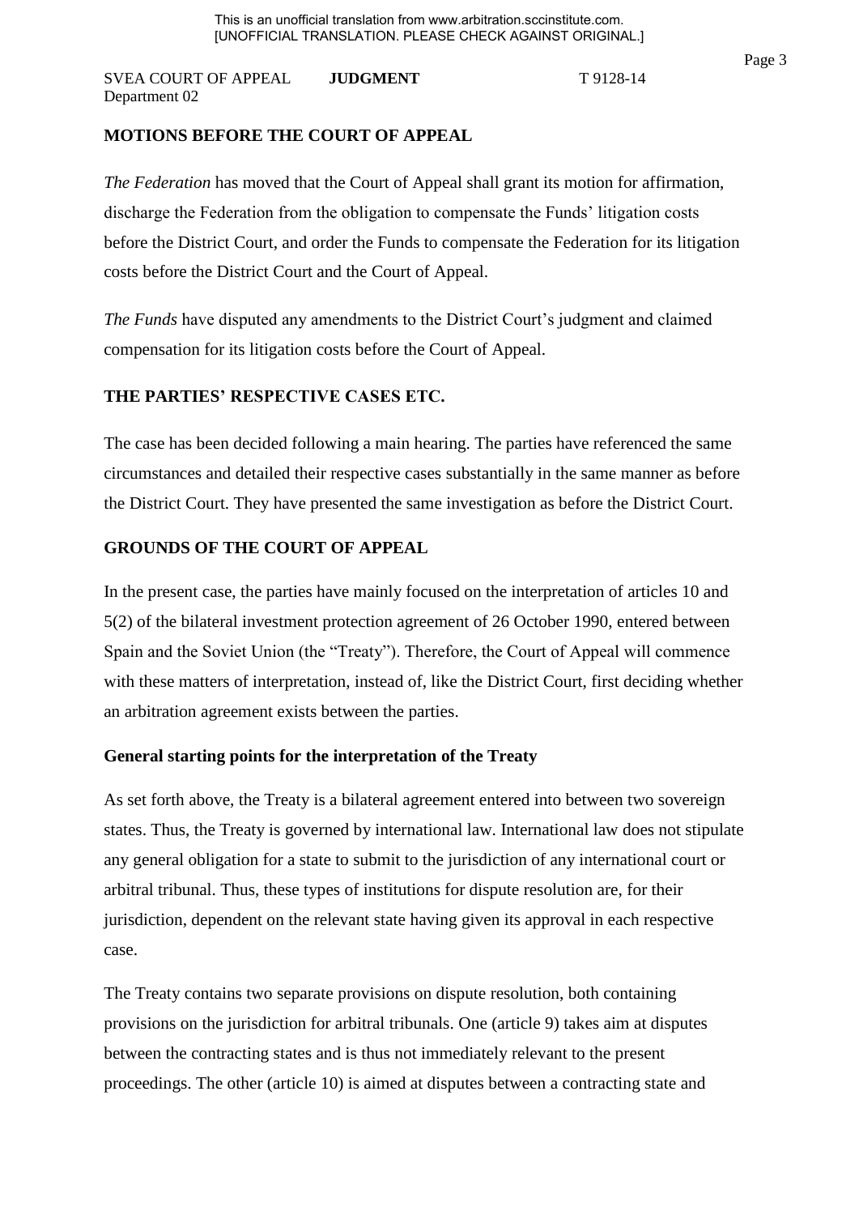## MOTIONS BEFORE THE COURT OF APPEAL

*The Federation* has moved that the Court of Appeal shall grant its motion for affirmation, discharge the Federation from the obligation to compensate the Funds' litigation costs before the District Court, and order the Funds to compensate the Federation for its litigation costs before the District Court and the Court of Appeal.

*The Funds* have disputed any amendments to the District Court's judgment and claimed compensation for its litigation costs before the Court of Appeal.

## THE PARTIES' RESPECTIVE CASES ETC.

The case has been decided following a main hearing. The parties have referenced the same circumstances and detailed their respective cases substantially in the same manner as before the District Court. They have presented the same investigation as before the District Court.

## GROUNDS OF THE COURT OF APPEAL

In the present case, the parties have mainly focused on the interpretation of articles 10 and 5(2) of the bilateral investment protection agreement of 26 October 1990, entered between Spain and the Soviet Union (the "Treaty"). Therefore, the Court of Appeal will commence with these matters of interpretation, instead of, like the District Court, first deciding whether an arbitration agreement exists between the parties.

### General starting points for the interpretation of the Treaty

As set forth above, the Treaty is a bilateral agreement entered into between two sovereign states. Thus, the Treaty is governed by international law. International law does not stipulate any general obligation for a state to submit to the jurisdiction of any international court or arbitral tribunal. Thus, these types of institutions for dispute resolution are, for their jurisdiction, dependent on the relevant state having given its approval in each respective case.

The Treaty contains two separate provisions on dispute resolution, both containing provisions on the jurisdiction for arbitral tribunals. One (article 9) takes aim at disputes between the contracting states and is thus not immediately relevant to the present proceedings. The other (article 10) is aimed at disputes between a contracting state and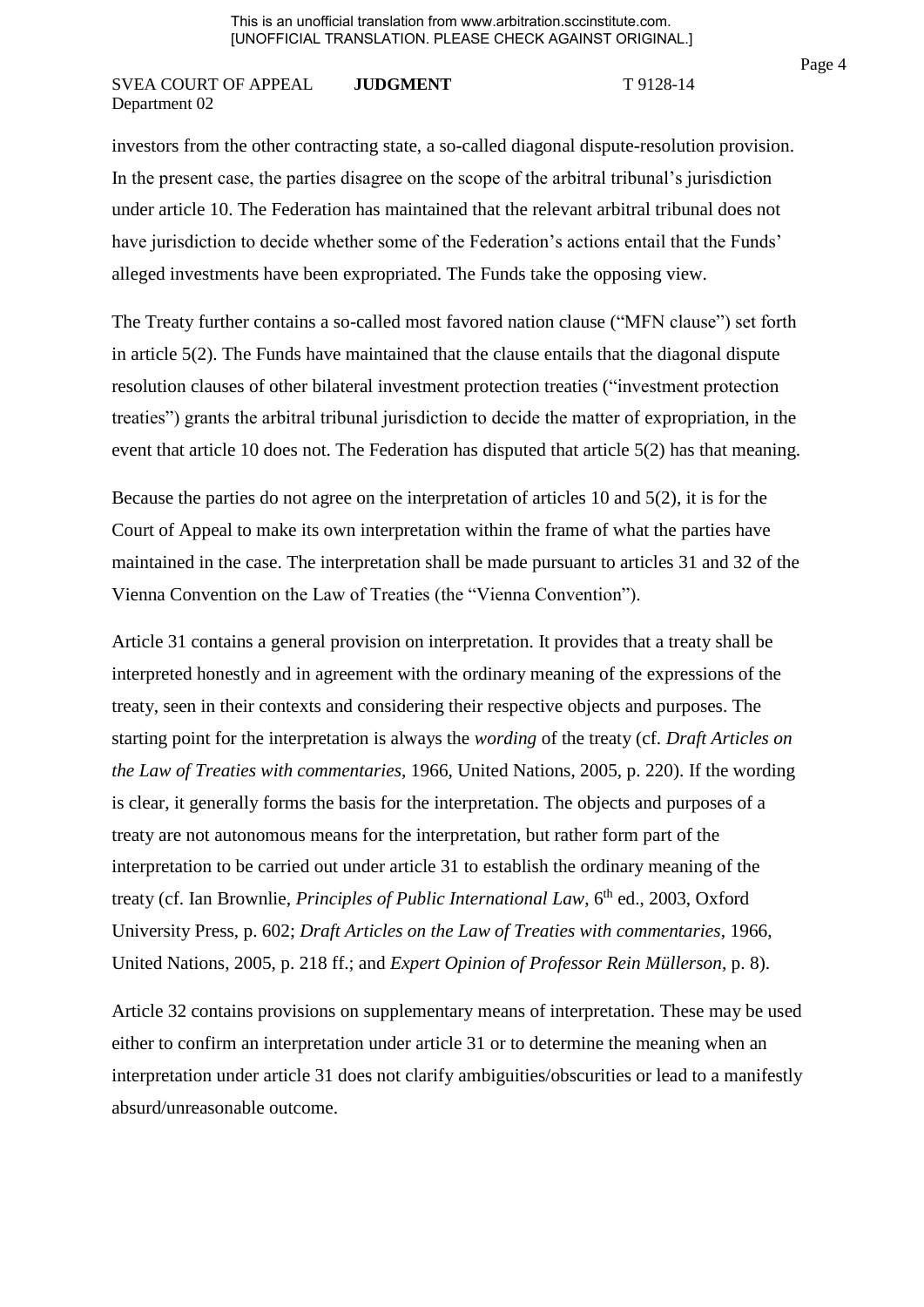investors from the other contracting state, a so-called diagonal dispute-resolution provision. In the present case, the parties disagree on the scope of the arbitral tribunal's jurisdiction under article 10. The Federation has maintained that the relevant arbitral tribunal does not have jurisdiction to decide whether some of the Federation's actions entail that the Funds' alleged investments have been expropriated. The Funds take the opposing view.

The Treaty further contains a so-called most favored nation clause ("MFN clause") set forth in article 5(2). The Funds have maintained that the clause entails that the diagonal dispute resolution clauses of other bilateral investment protection treaties ("investment protection treaties") grants the arbitral tribunal jurisdiction to decide the matter of expropriation, in the event that article 10 does not. The Federation has disputed that article 5(2) has that meaning.

Because the parties do not agree on the interpretation of articles 10 and 5(2), it is for the Court of Appeal to make its own interpretation within the frame of what the parties have maintained in the case. The interpretation shall be made pursuant to articles 31 and 32 of the Vienna Convention on the Law of Treaties (the "Vienna Convention").

Article 31 contains a general provision on interpretation. It provides that a treaty shall be interpreted honestly and in agreement with the ordinary meaning of the expressions of the treaty, seen in their contexts and considering their respective objects and purposes. The starting point for the interpretation is always the *wording* of the treaty (cf. *Draft Articles on the Law of Treaties with commentaries*, 1966, United Nations, 2005, p. 220). If the wording is clear, it generally forms the basis for the interpretation. The objects and purposes of a treaty are not autonomous means for the interpretation, but rather form part of the interpretation to be carried out under article 31 to establish the ordinary meaning of the treaty (cf. Ian Brownlie, *Principles of Public International Law*, 6th ed., 2003, Oxford University Press, p. 602; *Draft Articles on the Law of Treaties with commentaries*, 1966, United Nations, 2005, p. 218 ff.; and *Expert Opinion of Professor Rein Müllerson*, p. 8).

Article 32 contains provisions on supplementary means of interpretation. These may be used either to confirm an interpretation under article 31 or to determine the meaning when an interpretation under article 31 does not clarify ambiguities/obscurities or lead to a manifestly absurd/unreasonable outcome.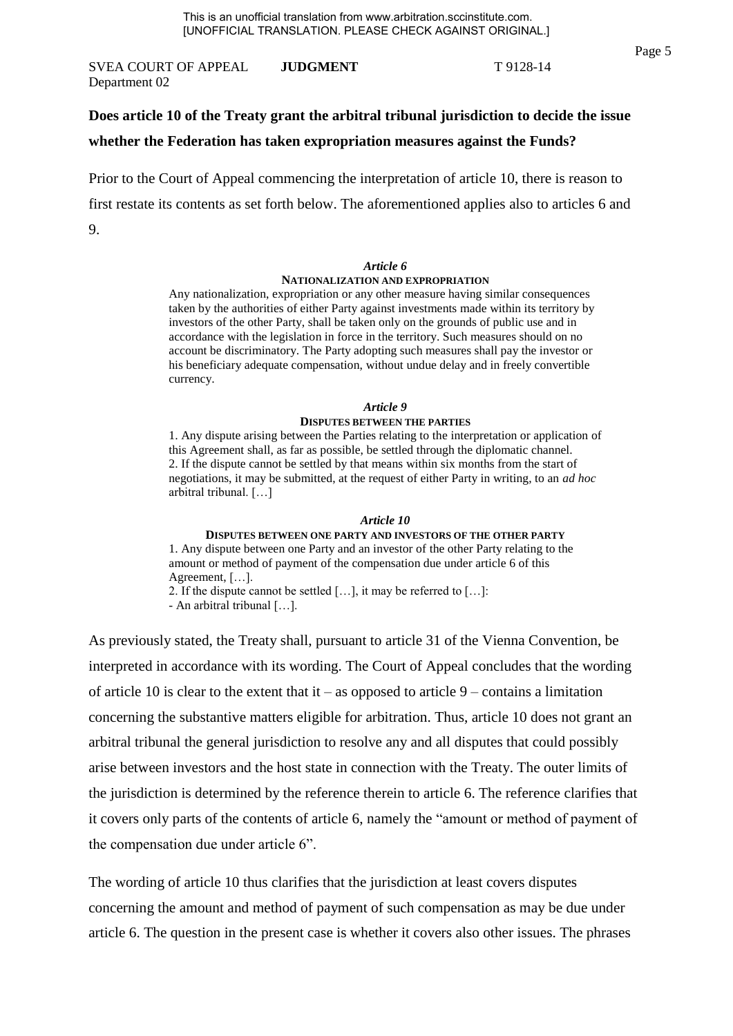**Does article 10 of the Treaty grant the arbitral tribunal jurisdiction to decide the issue whether the Federation has taken expropriation measures against the Funds?**

Prior to the Court of Appeal commencing the interpretation of article 10, there is reason to first restate its contents as set forth below. The aforementioned applies also to articles 6 and 9.

> ***Article 6***
>
> **NATIONALIZATION AND EXPROPRIATION**
>
> Any nationalization, expropriation or any other measure having similar consequences taken by the authorities of either Party against investments made within its territory by investors of the other Party, shall be taken only on the grounds of public use and in accordance with the legislation in force in the territory. Such measures should on no account be discriminatory. The Party adopting such measures shall pay the investor or his beneficiary adequate compensation, without undue delay and in freely convertible currency.
>
> ***Article 9***
>
> **DISPUTES BETWEEN THE PARTIES**
>
> 1. Any dispute arising between the Parties relating to the interpretation or application of this Agreement shall, as far as possible, be settled through the diplomatic channel.
> 2. If the dispute cannot be settled by that means within six months from the start of negotiations, it may be submitted, at the request of either Party in writing, to an *ad hoc* arbitral tribunal. […]
>
> ***Article 10***
>
> **DISPUTES BETWEEN ONE PARTY AND INVESTORS OF THE OTHER PARTY**
>
> 1. Any dispute between one Party and an investor of the other Party relating to the amount or method of payment of the compensation due under article 6 of this Agreement, […].
> 2. If the dispute cannot be settled […], it may be referred to […]:
> - An arbitral tribunal […].

As previously stated, the Treaty shall, pursuant to article 31 of the Vienna Convention, be interpreted in accordance with its wording. The Court of Appeal concludes that the wording of article 10 is clear to the extent that it – as opposed to article 9 – contains a limitation concerning the substantive matters eligible for arbitration. Thus, article 10 does not grant an arbitral tribunal the general jurisdiction to resolve any and all disputes that could possibly arise between investors and the host state in connection with the Treaty. The outer limits of the jurisdiction is determined by the reference therein to article 6. The reference clarifies that it covers only parts of the contents of article 6, namely the "amount or method of payment of the compensation due under article 6".

The wording of article 10 thus clarifies that the jurisdiction at least covers disputes concerning the amount and method of payment of such compensation as may be due under article 6. The question in the present case is whether it covers also other issues. The phrases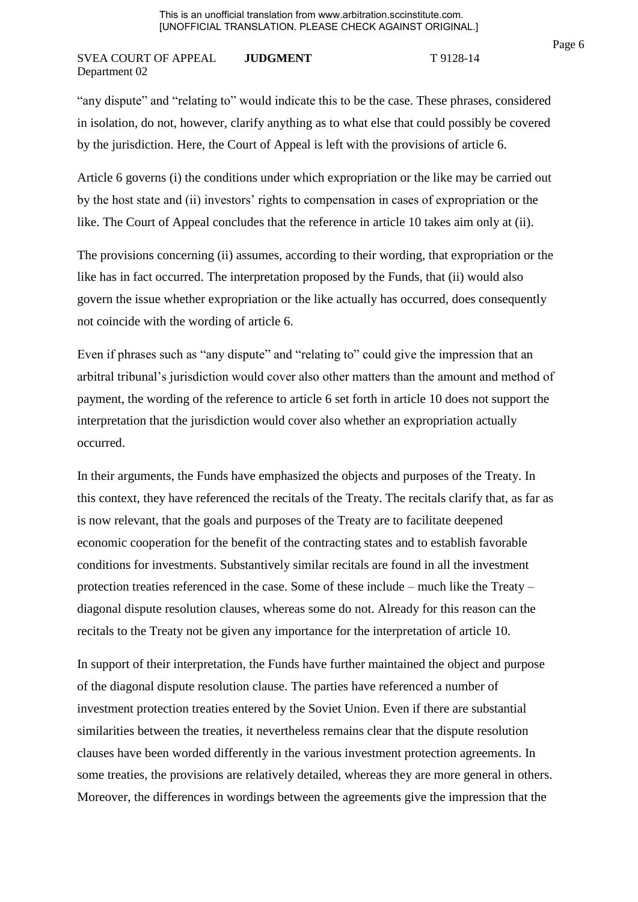"any dispute" and "relating to" would indicate this to be the case. These phrases, considered in isolation, do not, however, clarify anything as to what else that could possibly be covered by the jurisdiction. Here, the Court of Appeal is left with the provisions of article 6.

Article 6 governs (i) the conditions under which expropriation or the like may be carried out by the host state and (ii) investors' rights to compensation in cases of expropriation or the like. The Court of Appeal concludes that the reference in article 10 takes aim only at (ii).

The provisions concerning (ii) assumes, according to their wording, that expropriation or the like has in fact occurred. The interpretation proposed by the Funds, that (ii) would also govern the issue whether expropriation or the like actually has occurred, does consequently not coincide with the wording of article 6.

Even if phrases such as "any dispute" and "relating to" could give the impression that an arbitral tribunal's jurisdiction would cover also other matters than the amount and method of payment, the wording of the reference to article 6 set forth in article 10 does not support the interpretation that the jurisdiction would cover also whether an expropriation actually occurred.

In their arguments, the Funds have emphasized the objects and purposes of the Treaty. In this context, they have referenced the recitals of the Treaty. The recitals clarify that, as far as is now relevant, that the goals and purposes of the Treaty are to facilitate deepened economic cooperation for the benefit of the contracting states and to establish favorable conditions for investments. Substantively similar recitals are found in all the investment protection treaties referenced in the case. Some of these include – much like the Treaty – diagonal dispute resolution clauses, whereas some do not. Already for this reason can the recitals to the Treaty not be given any importance for the interpretation of article 10.

In support of their interpretation, the Funds have further maintained the object and purpose of the diagonal dispute resolution clause. The parties have referenced a number of investment protection treaties entered by the Soviet Union. Even if there are substantial similarities between the treaties, it nevertheless remains clear that the dispute resolution clauses have been worded differently in the various investment protection agreements. In some treaties, the provisions are relatively detailed, whereas they are more general in others. Moreover, the differences in wordings between the agreements give the impression that the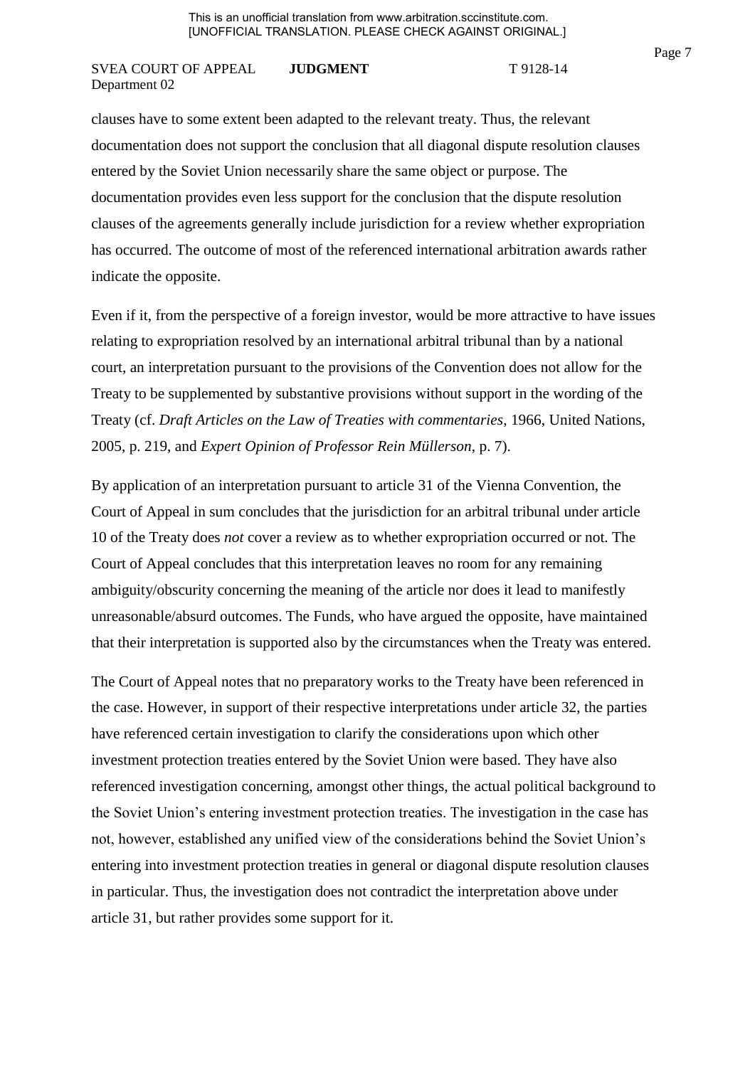clauses have to some extent been adapted to the relevant treaty. Thus, the relevant documentation does not support the conclusion that all diagonal dispute resolution clauses entered by the Soviet Union necessarily share the same object or purpose. The documentation provides even less support for the conclusion that the dispute resolution clauses of the agreements generally include jurisdiction for a review whether expropriation has occurred. The outcome of most of the referenced international arbitration awards rather indicate the opposite.

Even if it, from the perspective of a foreign investor, would be more attractive to have issues relating to expropriation resolved by an international arbitral tribunal than by a national court, an interpretation pursuant to the provisions of the Convention does not allow for the Treaty to be supplemented by substantive provisions without support in the wording of the Treaty (cf. *Draft Articles on the Law of Treaties with commentaries*, 1966, United Nations, 2005, p. 219, and *Expert Opinion of Professor Rein Müllerson*, p. 7).

By application of an interpretation pursuant to article 31 of the Vienna Convention, the Court of Appeal in sum concludes that the jurisdiction for an arbitral tribunal under article 10 of the Treaty does *not* cover a review as to whether expropriation occurred or not. The Court of Appeal concludes that this interpretation leaves no room for any remaining ambiguity/obscurity concerning the meaning of the article nor does it lead to manifestly unreasonable/absurd outcomes. The Funds, who have argued the opposite, have maintained that their interpretation is supported also by the circumstances when the Treaty was entered.

The Court of Appeal notes that no preparatory works to the Treaty have been referenced in the case. However, in support of their respective interpretations under article 32, the parties have referenced certain investigation to clarify the considerations upon which other investment protection treaties entered by the Soviet Union were based. They have also referenced investigation concerning, amongst other things, the actual political background to the Soviet Union's entering investment protection treaties. The investigation in the case has not, however, established any unified view of the considerations behind the Soviet Union's entering into investment protection treaties in general or diagonal dispute resolution clauses in particular. Thus, the investigation does not contradict the interpretation above under article 31, but rather provides some support for it.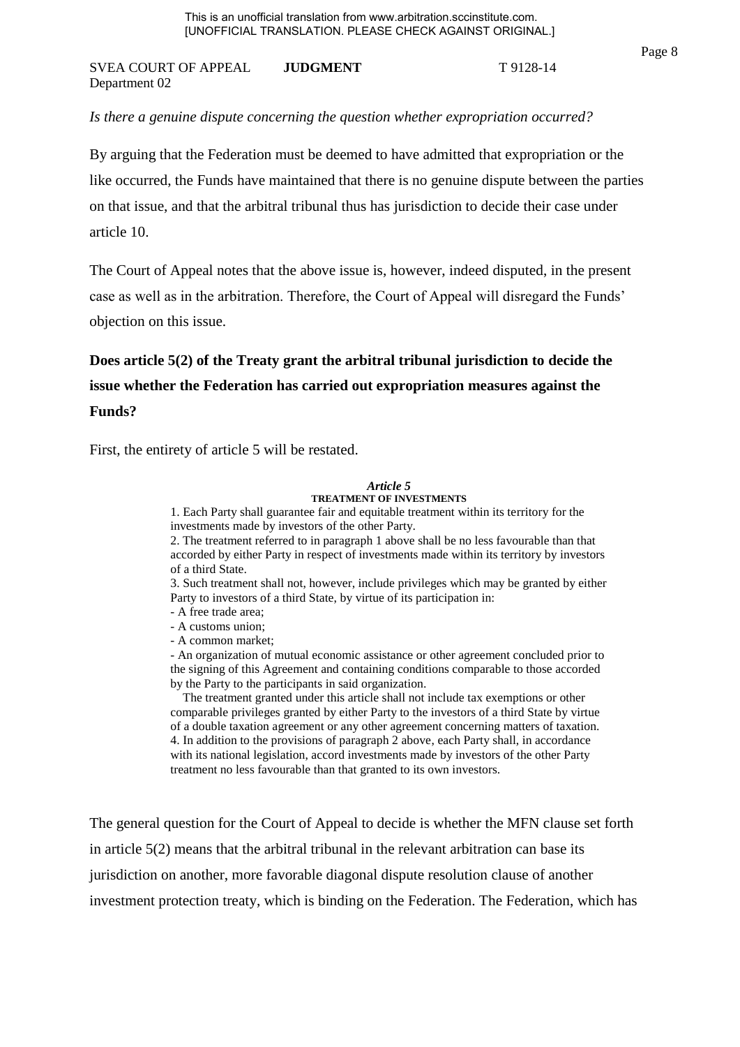*Is there a genuine dispute concerning the question whether expropriation occurred?*

By arguing that the Federation must be deemed to have admitted that expropriation or the like occurred, the Funds have maintained that there is no genuine dispute between the parties on that issue, and that the arbitral tribunal thus has jurisdiction to decide their case under article 10.

The Court of Appeal notes that the above issue is, however, indeed disputed, in the present case as well as in the arbitration. Therefore, the Court of Appeal will disregard the Funds' objection on this issue.

**Does article 5(2) of the Treaty grant the arbitral tribunal jurisdiction to decide the issue whether the Federation has carried out expropriation measures against the Funds?**

First, the entirety of article 5 will be restated.

> ***Article 5***
> **TREATMENT OF INVESTMENTS**
>
> 1. Each Party shall guarantee fair and equitable treatment within its territory for the investments made by investors of the other Party.
> 2. The treatment referred to in paragraph 1 above shall be no less favourable than that accorded by either Party in respect of investments made within its territory by investors of a third State.
> 3. Such treatment shall not, however, include privileges which may be granted by either Party to investors of a third State, by virtue of its participation in:
> - A free trade area;
> - A customs union;
> - A common market;
> - An organization of mutual economic assistance or other agreement concluded prior to the signing of this Agreement and containing conditions comparable to those accorded by the Party to the participants in said organization.
>
> The treatment granted under this article shall not include tax exemptions or other comparable privileges granted by either Party to the investors of a third State by virtue of a double taxation agreement or any other agreement concerning matters of taxation.
>
> 4. In addition to the provisions of paragraph 2 above, each Party shall, in accordance with its national legislation, accord investments made by investors of the other Party treatment no less favourable than that granted to its own investors.

The general question for the Court of Appeal to decide is whether the MFN clause set forth in article 5(2) means that the arbitral tribunal in the relevant arbitration can base its jurisdiction on another, more favorable diagonal dispute resolution clause of another investment protection treaty, which is binding on the Federation. The Federation, which has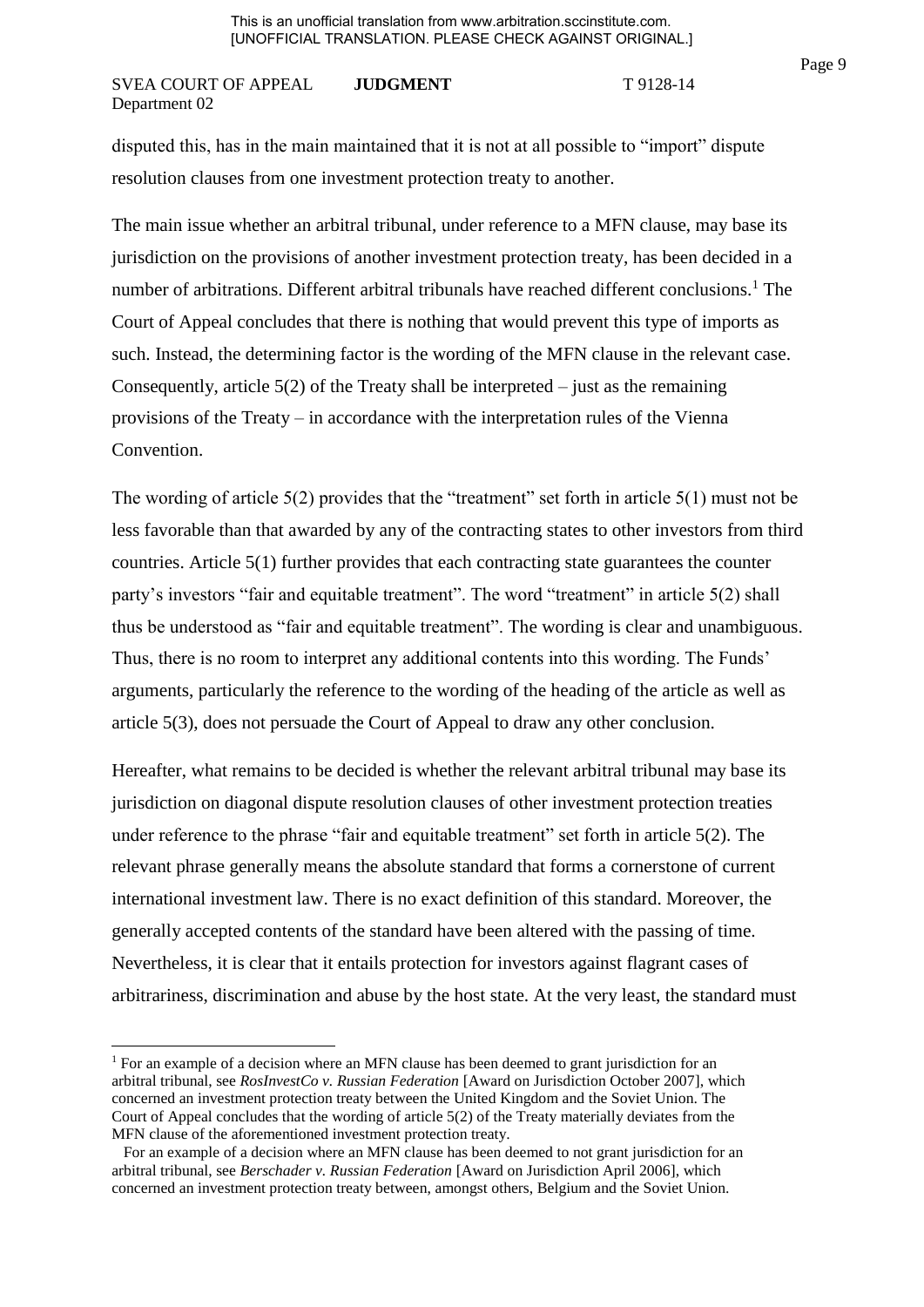disputed this, has in the main maintained that it is not at all possible to "import" dispute resolution clauses from one investment protection treaty to another.

The main issue whether an arbitral tribunal, under reference to a MFN clause, may base its jurisdiction on the provisions of another investment protection treaty, has been decided in a number of arbitrations. Different arbitral tribunals have reached different conclusions.[1] The Court of Appeal concludes that there is nothing that would prevent this type of imports as such. Instead, the determining factor is the wording of the MFN clause in the relevant case. Consequently, article 5(2) of the Treaty shall be interpreted – just as the remaining provisions of the Treaty – in accordance with the interpretation rules of the Vienna Convention.

The wording of article 5(2) provides that the "treatment" set forth in article 5(1) must not be less favorable than that awarded by any of the contracting states to other investors from third countries. Article 5(1) further provides that each contracting state guarantees the counter party's investors "fair and equitable treatment". The word "treatment" in article 5(2) shall thus be understood as "fair and equitable treatment". The wording is clear and unambiguous. Thus, there is no room to interpret any additional contents into this wording. The Funds' arguments, particularly the reference to the wording of the heading of the article as well as article 5(3), does not persuade the Court of Appeal to draw any other conclusion.

Hereafter, what remains to be decided is whether the relevant arbitral tribunal may base its jurisdiction on diagonal dispute resolution clauses of other investment protection treaties under reference to the phrase "fair and equitable treatment" set forth in article 5(2). The relevant phrase generally means the absolute standard that forms a cornerstone of current international investment law. There is no exact definition of this standard. Moreover, the generally accepted contents of the standard have been altered with the passing of time. Nevertheless, it is clear that it entails protection for investors against flagrant cases of arbitrariness, discrimination and abuse by the host state. At the very least, the standard must

---

[1] For an example of a decision where an MFN clause has been deemed to grant jurisdiction for an arbitral tribunal, see *RosInvestCo v. Russian Federation* [Award on Jurisdiction October 2007], which concerned an investment protection treaty between the United Kingdom and the Soviet Union. The Court of Appeal concludes that the wording of article 5(2) of the Treaty materially deviates from the MFN clause of the aforementioned investment protection treaty.

For an example of a decision where an MFN clause has been deemed to not grant jurisdiction for an arbitral tribunal, see *Berschader v. Russian Federation* [Award on Jurisdiction April 2006], which concerned an investment protection treaty between, amongst others, Belgium and the Soviet Union.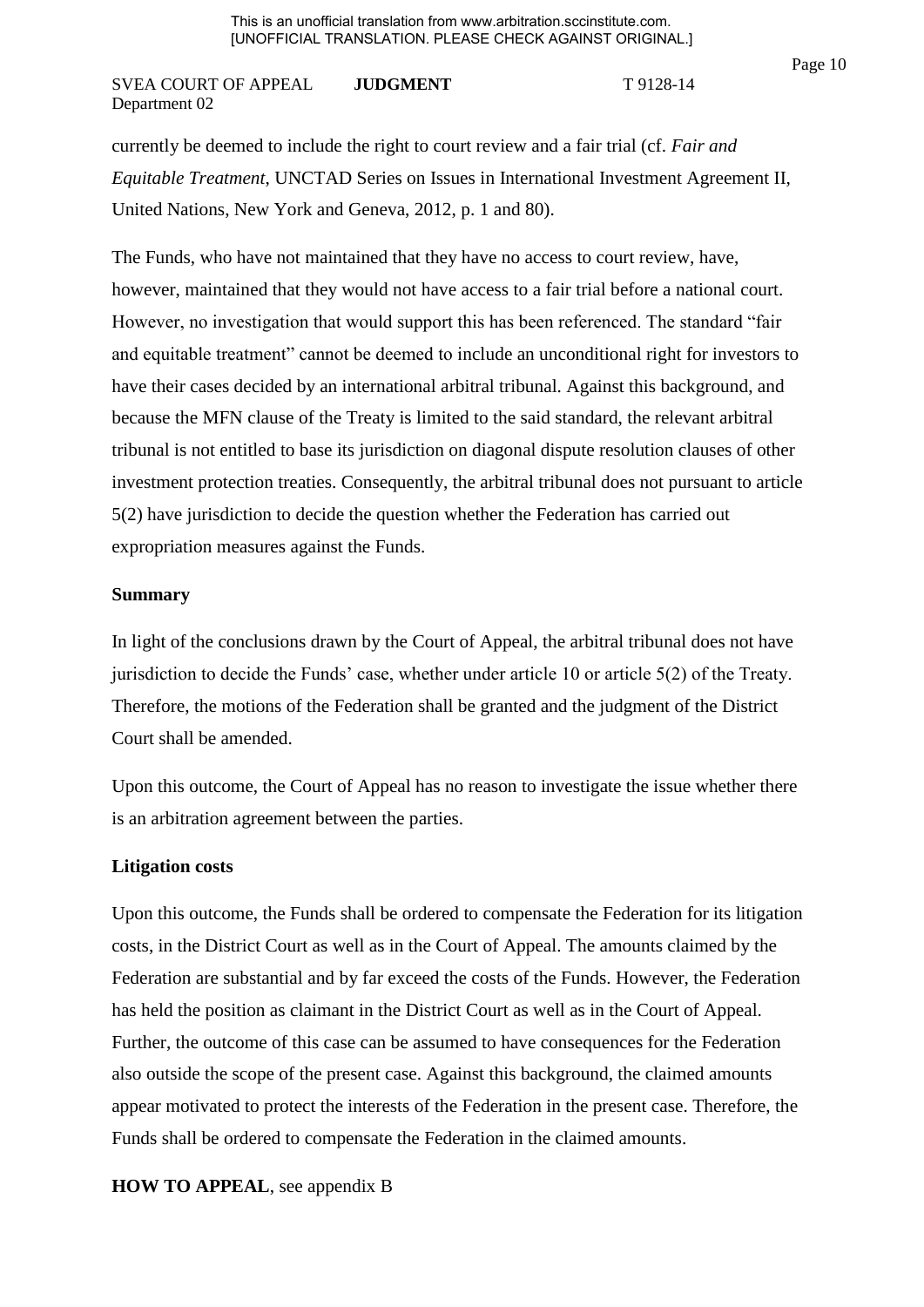currently be deemed to include the right to court review and a fair trial (cf. *Fair and Equitable Treatment*, UNCTAD Series on Issues in International Investment Agreement II, United Nations, New York and Geneva, 2012, p. 1 and 80).

The Funds, who have not maintained that they have no access to court review, have, however, maintained that they would not have access to a fair trial before a national court. However, no investigation that would support this has been referenced. The standard "fair and equitable treatment" cannot be deemed to include an unconditional right for investors to have their cases decided by an international arbitral tribunal. Against this background, and because the MFN clause of the Treaty is limited to the said standard, the relevant arbitral tribunal is not entitled to base its jurisdiction on diagonal dispute resolution clauses of other investment protection treaties. Consequently, the arbitral tribunal does not pursuant to article 5(2) have jurisdiction to decide the question whether the Federation has carried out expropriation measures against the Funds.

**Summary**

In light of the conclusions drawn by the Court of Appeal, the arbitral tribunal does not have jurisdiction to decide the Funds' case, whether under article 10 or article 5(2) of the Treaty. Therefore, the motions of the Federation shall be granted and the judgment of the District Court shall be amended.

Upon this outcome, the Court of Appeal has no reason to investigate the issue whether there is an arbitration agreement between the parties.

**Litigation costs**

Upon this outcome, the Funds shall be ordered to compensate the Federation for its litigation costs, in the District Court as well as in the Court of Appeal. The amounts claimed by the Federation are substantial and by far exceed the costs of the Funds. However, the Federation has held the position as claimant in the District Court as well as in the Court of Appeal. Further, the outcome of this case can be assumed to have consequences for the Federation also outside the scope of the present case. Against this background, the claimed amounts appear motivated to protect the interests of the Federation in the present case. Therefore, the Funds shall be ordered to compensate the Federation in the claimed amounts.

**HOW TO APPEAL**, see appendix B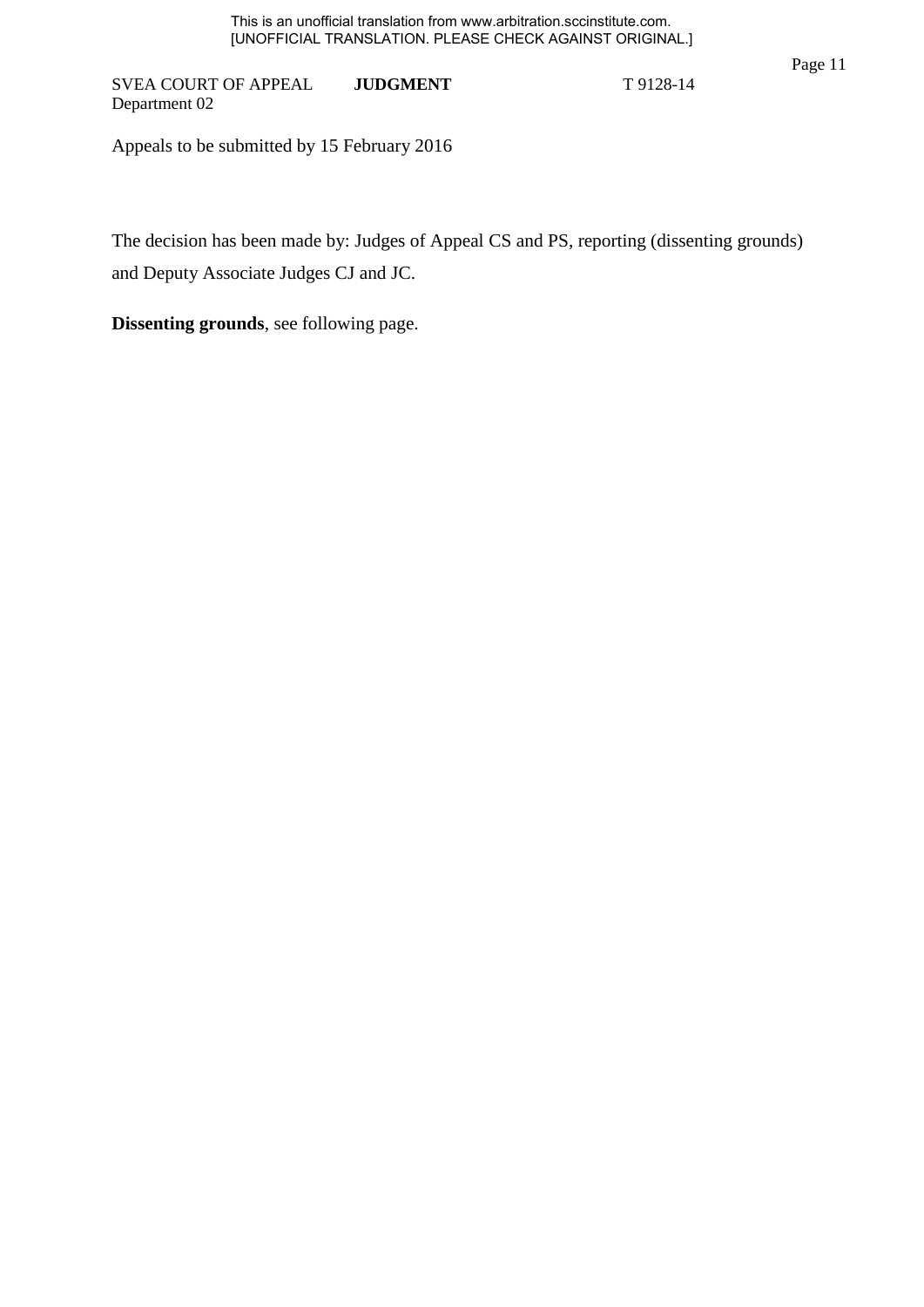Appeals to be submitted by 15 February 2016

The decision has been made by: Judges of Appeal CS and PS, reporting (dissenting grounds) and Deputy Associate Judges CJ and JC.

**Dissenting grounds**, see following page.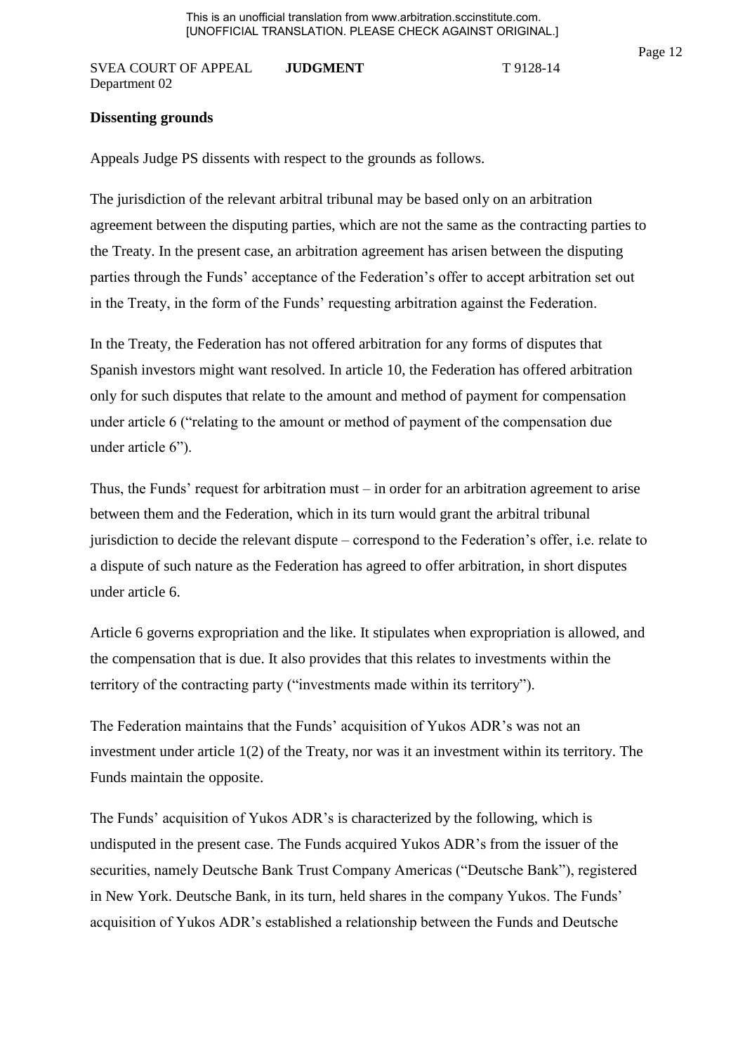## Dissenting grounds

Appeals Judge PS dissents with respect to the grounds as follows.

The jurisdiction of the relevant arbitral tribunal may be based only on an arbitration agreement between the disputing parties, which are not the same as the contracting parties to the Treaty. In the present case, an arbitration agreement has arisen between the disputing parties through the Funds' acceptance of the Federation's offer to accept arbitration set out in the Treaty, in the form of the Funds' requesting arbitration against the Federation.

In the Treaty, the Federation has not offered arbitration for any forms of disputes that Spanish investors might want resolved. In article 10, the Federation has offered arbitration only for such disputes that relate to the amount and method of payment for compensation under article 6 ("relating to the amount or method of payment of the compensation due under article 6").

Thus, the Funds' request for arbitration must – in order for an arbitration agreement to arise between them and the Federation, which in its turn would grant the arbitral tribunal jurisdiction to decide the relevant dispute – correspond to the Federation's offer, i.e. relate to a dispute of such nature as the Federation has agreed to offer arbitration, in short disputes under article 6.

Article 6 governs expropriation and the like. It stipulates when expropriation is allowed, and the compensation that is due. It also provides that this relates to investments within the territory of the contracting party ("investments made within its territory").

The Federation maintains that the Funds' acquisition of Yukos ADR's was not an investment under article 1(2) of the Treaty, nor was it an investment within its territory. The Funds maintain the opposite.

The Funds' acquisition of Yukos ADR's is characterized by the following, which is undisputed in the present case. The Funds acquired Yukos ADR's from the issuer of the securities, namely Deutsche Bank Trust Company Americas ("Deutsche Bank"), registered in New York. Deutsche Bank, in its turn, held shares in the company Yukos. The Funds' acquisition of Yukos ADR's established a relationship between the Funds and Deutsche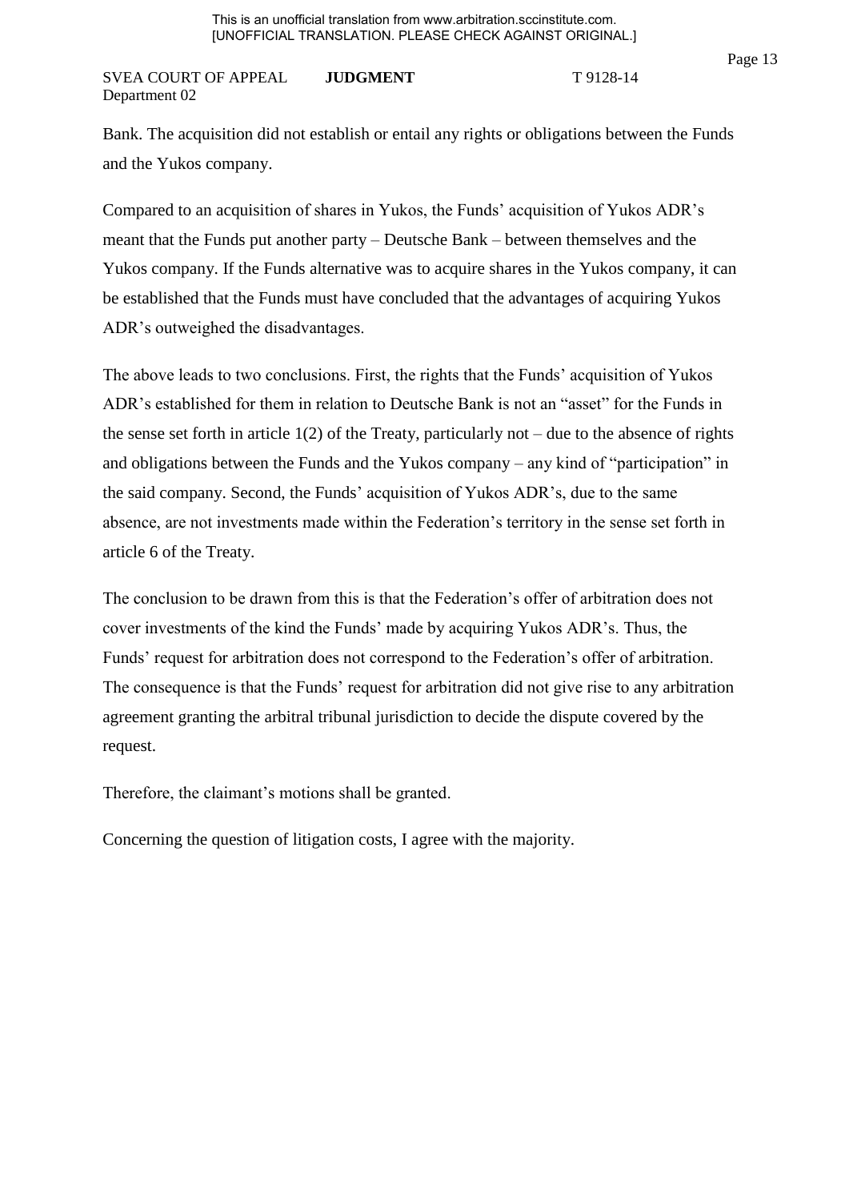Bank. The acquisition did not establish or entail any rights or obligations between the Funds and the Yukos company.

Compared to an acquisition of shares in Yukos, the Funds' acquisition of Yukos ADR's meant that the Funds put another party – Deutsche Bank – between themselves and the Yukos company. If the Funds alternative was to acquire shares in the Yukos company, it can be established that the Funds must have concluded that the advantages of acquiring Yukos ADR's outweighed the disadvantages.

The above leads to two conclusions. First, the rights that the Funds' acquisition of Yukos ADR's established for them in relation to Deutsche Bank is not an "asset" for the Funds in the sense set forth in article 1(2) of the Treaty, particularly not – due to the absence of rights and obligations between the Funds and the Yukos company – any kind of "participation" in the said company. Second, the Funds' acquisition of Yukos ADR's, due to the same absence, are not investments made within the Federation's territory in the sense set forth in article 6 of the Treaty.

The conclusion to be drawn from this is that the Federation's offer of arbitration does not cover investments of the kind the Funds' made by acquiring Yukos ADR's. Thus, the Funds' request for arbitration does not correspond to the Federation's offer of arbitration. The consequence is that the Funds' request for arbitration did not give rise to any arbitration agreement granting the arbitral tribunal jurisdiction to decide the dispute covered by the request.

Therefore, the claimant's motions shall be granted.

Concerning the question of litigation costs, I agree with the majority.